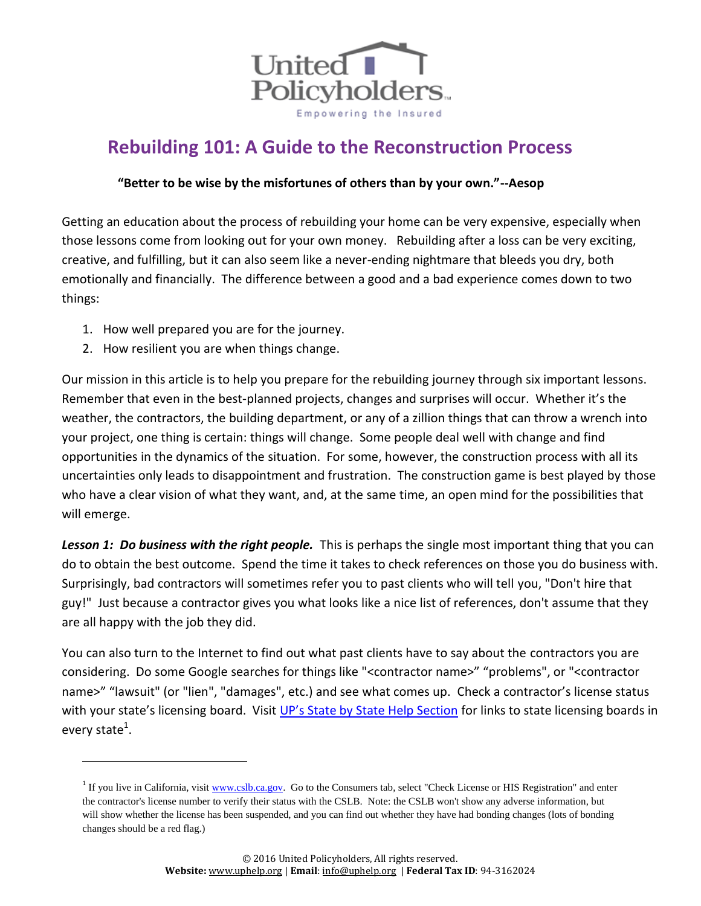United Policyholders

Empowering the Insured

# Rebuilding 101: A Guide to the Reconstruction Process

**"Better to be wise by the misfortunes of others than by your own."--Aesop**

Getting an education about the process of rebuilding your home can be very expensive, especially when those lessons come from looking out for your own money. Rebuilding after a loss can be very exciting, creative, and fulfilling, but it can also seem like a never-ending nightmare that bleeds you dry, both emotionally and financially. The difference between a good and a bad experience comes down to two things:

1. How well prepared you are for the journey.
2. How resilient you are when things change.

Our mission in this article is to help you prepare for the rebuilding journey through six important lessons. Remember that even in the best-planned projects, changes and surprises will occur. Whether it's the weather, the contractors, the building department, or any of a zillion things that can throw a wrench into your project, one thing is certain: things will change. Some people deal well with change and find opportunities in the dynamics of the situation. For some, however, the construction process with all its uncertainties only leads to disappointment and frustration. The construction game is best played by those who have a clear vision of what they want, and, at the same time, an open mind for the possibilities that will emerge.

***Lesson 1: Do business with the right people.*** This is perhaps the single most important thing that you can do to obtain the best outcome. Spend the time it takes to check references on those you do business with. Surprisingly, bad contractors will sometimes refer you to past clients who will tell you, "Don't hire that guy!" Just because a contractor gives you what looks like a nice list of references, don't assume that they are all happy with the job they did.

You can also turn to the Internet to find out what past clients have to say about the contractors you are considering. Do some Google searches for things like "<contractor name>" "problems", or "<contractor name>" "lawsuit" (or "lien", "damages", etc.) and see what comes up. Check a contractor's license status with your state's licensing board. Visit UP's State by State Help Section for links to state licensing boards in every state[1].

[1] If you live in California, visit www.cslb.ca.gov. Go to the Consumers tab, select "Check License or HIS Registration" and enter the contractor's license number to verify their status with the CSLB. Note: the CSLB won't show any adverse information, but will show whether the license has been suspended, and you can find out whether they have had bonding changes (lots of bonding changes should be a red flag.)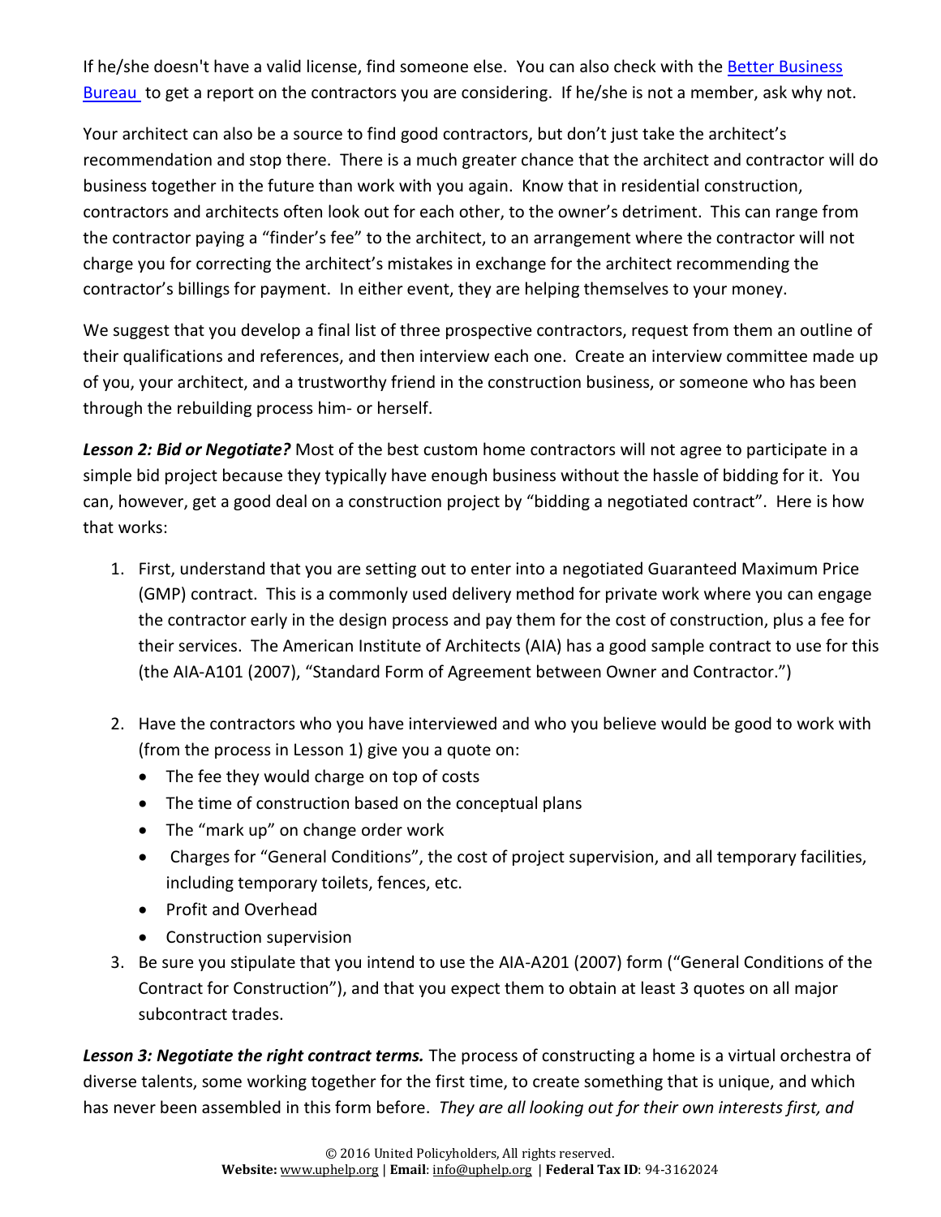If he/she doesn't have a valid license, find someone else. You can also check with the [Better Business Bureau](#) to get a report on the contractors you are considering. If he/she is not a member, ask why not.

Your architect can also be a source to find good contractors, but don't just take the architect's recommendation and stop there. There is a much greater chance that the architect and contractor will do business together in the future than work with you again. Know that in residential construction, contractors and architects often look out for each other, to the owner's detriment. This can range from the contractor paying a "finder's fee" to the architect, to an arrangement where the contractor will not charge you for correcting the architect's mistakes in exchange for the architect recommending the contractor's billings for payment. In either event, they are helping themselves to your money.

We suggest that you develop a final list of three prospective contractors, request from them an outline of their qualifications and references, and then interview each one. Create an interview committee made up of you, your architect, and a trustworthy friend in the construction business, or someone who has been through the rebuilding process him- or herself.

***Lesson 2: Bid or Negotiate?*** Most of the best custom home contractors will not agree to participate in a simple bid project because they typically have enough business without the hassle of bidding for it. You can, however, get a good deal on a construction project by "bidding a negotiated contract". Here is how that works:

1. First, understand that you are setting out to enter into a negotiated Guaranteed Maximum Price (GMP) contract. This is a commonly used delivery method for private work where you can engage the contractor early in the design process and pay them for the cost of construction, plus a fee for their services. The American Institute of Architects (AIA) has a good sample contract to use for this (the AIA-A101 (2007), "Standard Form of Agreement between Owner and Contractor.")
2. Have the contractors who you have interviewed and who you believe would be good to work with (from the process in Lesson 1) give you a quote on:
   - The fee they would charge on top of costs
   - The time of construction based on the conceptual plans
   - The "mark up" on change order work
   - Charges for "General Conditions", the cost of project supervision, and all temporary facilities, including temporary toilets, fences, etc.
   - Profit and Overhead
   - Construction supervision
3. Be sure you stipulate that you intend to use the AIA-A201 (2007) form ("General Conditions of the Contract for Construction"), and that you expect them to obtain at least 3 quotes on all major subcontract trades.

***Lesson 3: Negotiate the right contract terms.*** The process of constructing a home is a virtual orchestra of diverse talents, some working together for the first time, to create something that is unique, and which has never been assembled in this form before. *They are all looking out for their own interests first, and*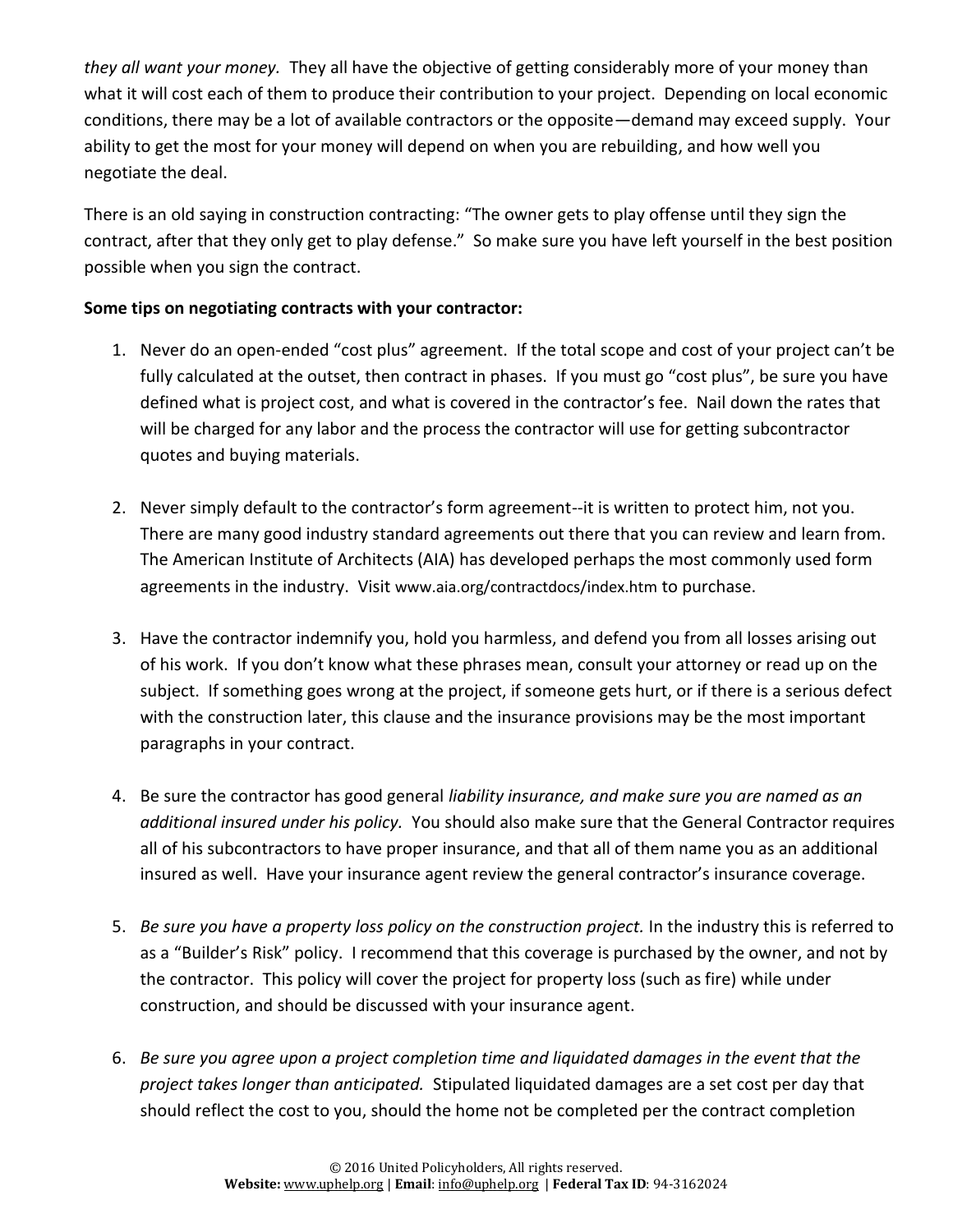*they all want your money.* They all have the objective of getting considerably more of your money than what it will cost each of them to produce their contribution to your project. Depending on local economic conditions, there may be a lot of available contractors or the opposite—demand may exceed supply. Your ability to get the most for your money will depend on when you are rebuilding, and how well you negotiate the deal.

There is an old saying in construction contracting: "The owner gets to play offense until they sign the contract, after that they only get to play defense." So make sure you have left yourself in the best position possible when you sign the contract.

**Some tips on negotiating contracts with your contractor:**

1. Never do an open-ended "cost plus" agreement. If the total scope and cost of your project can't be fully calculated at the outset, then contract in phases. If you must go "cost plus", be sure you have defined what is project cost, and what is covered in the contractor's fee. Nail down the rates that will be charged for any labor and the process the contractor will use for getting subcontractor quotes and buying materials.

2. Never simply default to the contractor's form agreement--it is written to protect him, not you. There are many good industry standard agreements out there that you can review and learn from. The American Institute of Architects (AIA) has developed perhaps the most commonly used form agreements in the industry. Visit www.aia.org/contractdocs/index.htm to purchase.

3. Have the contractor indemnify you, hold you harmless, and defend you from all losses arising out of his work. If you don't know what these phrases mean, consult your attorney or read up on the subject. If something goes wrong at the project, if someone gets hurt, or if there is a serious defect with the construction later, this clause and the insurance provisions may be the most important paragraphs in your contract.

4. Be sure the contractor has good general *liability insurance, and make sure you are named as an additional insured under his policy.* You should also make sure that the General Contractor requires all of his subcontractors to have proper insurance, and that all of them name you as an additional insured as well. Have your insurance agent review the general contractor's insurance coverage.

5. *Be sure you have a property loss policy on the construction project.* In the industry this is referred to as a "Builder's Risk" policy. I recommend that this coverage is purchased by the owner, and not by the contractor. This policy will cover the project for property loss (such as fire) while under construction, and should be discussed with your insurance agent.

6. *Be sure you agree upon a project completion time and liquidated damages in the event that the project takes longer than anticipated.* Stipulated liquidated damages are a set cost per day that should reflect the cost to you, should the home not be completed per the contract completion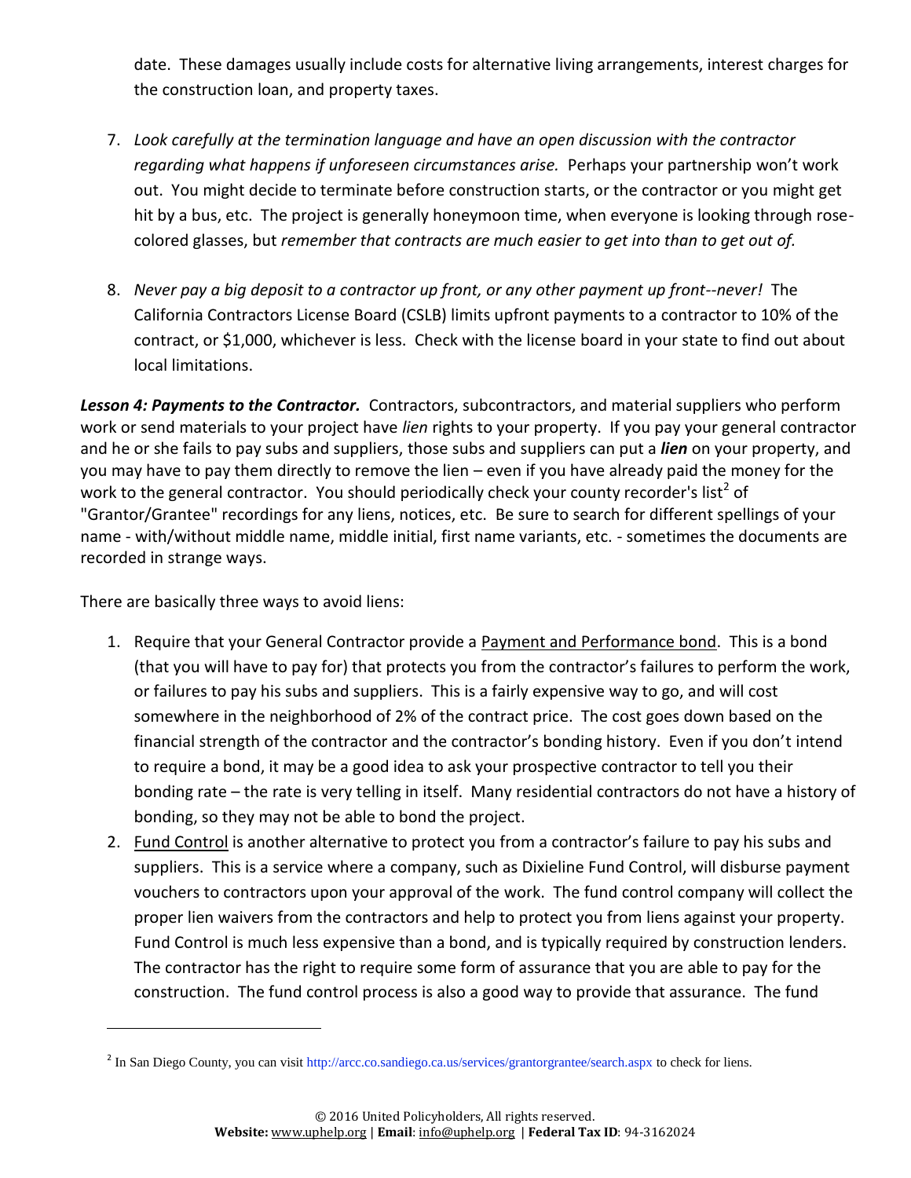date. These damages usually include costs for alternative living arrangements, interest charges for the construction loan, and property taxes.

7. *Look carefully at the termination language and have an open discussion with the contractor regarding what happens if unforeseen circumstances arise.* Perhaps your partnership won't work out. You might decide to terminate before construction starts, or the contractor or you might get hit by a bus, etc. The project is generally honeymoon time, when everyone is looking through rose-colored glasses, but *remember that contracts are much easier to get into than to get out of.*

8. *Never pay a big deposit to a contractor up front, or any other payment up front--never!* The California Contractors License Board (CSLB) limits upfront payments to a contractor to 10% of the contract, or $1,000, whichever is less. Check with the license board in your state to find out about local limitations.

***Lesson 4: Payments to the Contractor.*** Contractors, subcontractors, and material suppliers who perform work or send materials to your project have *lien* rights to your property. If you pay your general contractor and he or she fails to pay subs and suppliers, those subs and suppliers can put a ***lien*** on your property, and you may have to pay them directly to remove the lien – even if you have already paid the money for the work to the general contractor. You should periodically check your county recorder's list[2] of "Grantor/Grantee" recordings for any liens, notices, etc. Be sure to search for different spellings of your name - with/without middle name, middle initial, first name variants, etc. - sometimes the documents are recorded in strange ways.

There are basically three ways to avoid liens:

1. Require that your General Contractor provide a <u>Payment and Performance bond</u>. This is a bond (that you will have to pay for) that protects you from the contractor's failures to perform the work, or failures to pay his subs and suppliers. This is a fairly expensive way to go, and will cost somewhere in the neighborhood of 2% of the contract price. The cost goes down based on the financial strength of the contractor and the contractor's bonding history. Even if you don't intend to require a bond, it may be a good idea to ask your prospective contractor to tell you their bonding rate – the rate is very telling in itself. Many residential contractors do not have a history of bonding, so they may not be able to bond the project.
2. <u>Fund Control</u> is another alternative to protect you from a contractor's failure to pay his subs and suppliers. This is a service where a company, such as Dixieline Fund Control, will disburse payment vouchers to contractors upon your approval of the work. The fund control company will collect the proper lien waivers from the contractors and help to protect you from liens against your property. Fund Control is much less expensive than a bond, and is typically required by construction lenders. The contractor has the right to require some form of assurance that you are able to pay for the construction. The fund control process is also a good way to provide that assurance. The fund

[2] In San Diego County, you can visit http://arcc.co.sandiego.ca.us/services/grantorgrantee/search.aspx to check for liens.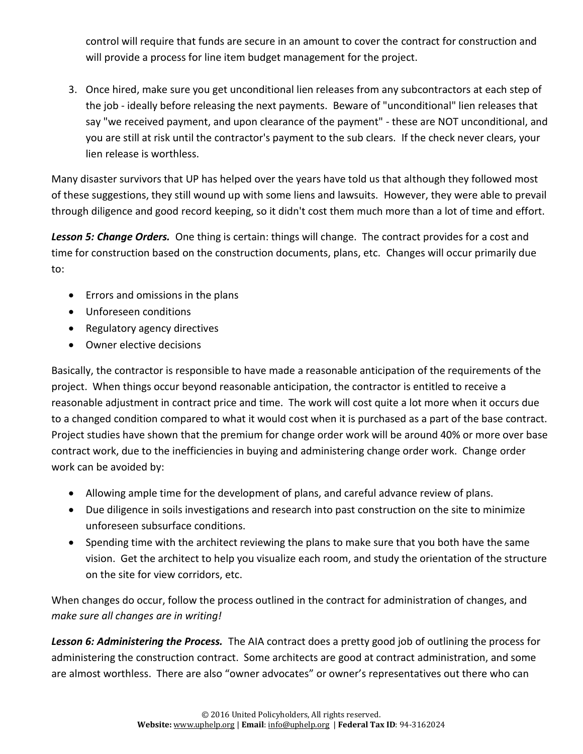control will require that funds are secure in an amount to cover the contract for construction and will provide a process for line item budget management for the project.

3. Once hired, make sure you get unconditional lien releases from any subcontractors at each step of the job - ideally before releasing the next payments. Beware of "unconditional" lien releases that say "we received payment, and upon clearance of the payment" - these are NOT unconditional, and you are still at risk until the contractor's payment to the sub clears. If the check never clears, your lien release is worthless.

Many disaster survivors that UP has helped over the years have told us that although they followed most of these suggestions, they still wound up with some liens and lawsuits. However, they were able to prevail through diligence and good record keeping, so it didn't cost them much more than a lot of time and effort.

***Lesson 5: Change Orders.*** One thing is certain: things will change. The contract provides for a cost and time for construction based on the construction documents, plans, etc. Changes will occur primarily due to:

- Errors and omissions in the plans
- Unforeseen conditions
- Regulatory agency directives
- Owner elective decisions

Basically, the contractor is responsible to have made a reasonable anticipation of the requirements of the project. When things occur beyond reasonable anticipation, the contractor is entitled to receive a reasonable adjustment in contract price and time. The work will cost quite a lot more when it occurs due to a changed condition compared to what it would cost when it is purchased as a part of the base contract. Project studies have shown that the premium for change order work will be around 40% or more over base contract work, due to the inefficiencies in buying and administering change order work. Change order work can be avoided by:

- Allowing ample time for the development of plans, and careful advance review of plans.
- Due diligence in soils investigations and research into past construction on the site to minimize unforeseen subsurface conditions.
- Spending time with the architect reviewing the plans to make sure that you both have the same vision. Get the architect to help you visualize each room, and study the orientation of the structure on the site for view corridors, etc.

When changes do occur, follow the process outlined in the contract for administration of changes, and *make sure all changes are in writing!*

***Lesson 6: Administering the Process.*** The AIA contract does a pretty good job of outlining the process for administering the construction contract. Some architects are good at contract administration, and some are almost worthless. There are also "owner advocates" or owner's representatives out there who can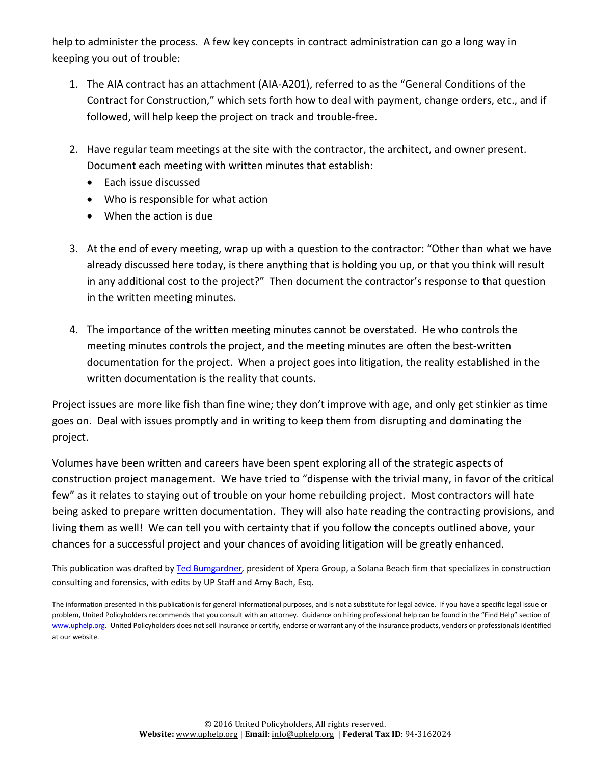help to administer the process. A few key concepts in contract administration can go a long way in keeping you out of trouble:

1. The AIA contract has an attachment (AIA-A201), referred to as the "General Conditions of the Contract for Construction," which sets forth how to deal with payment, change orders, etc., and if followed, will help keep the project on track and trouble-free.

2. Have regular team meetings at the site with the contractor, the architect, and owner present. Document each meeting with written minutes that establish:
   - Each issue discussed
   - Who is responsible for what action
   - When the action is due

3. At the end of every meeting, wrap up with a question to the contractor: "Other than what we have already discussed here today, is there anything that is holding you up, or that you think will result in any additional cost to the project?" Then document the contractor's response to that question in the written meeting minutes.

4. The importance of the written meeting minutes cannot be overstated. He who controls the meeting minutes controls the project, and the meeting minutes are often the best-written documentation for the project. When a project goes into litigation, the reality established in the written documentation is the reality that counts.

Project issues are more like fish than fine wine; they don't improve with age, and only get stinkier as time goes on. Deal with issues promptly and in writing to keep them from disrupting and dominating the project.

Volumes have been written and careers have been spent exploring all of the strategic aspects of construction project management. We have tried to "dispense with the trivial many, in favor of the critical few" as it relates to staying out of trouble on your home rebuilding project. Most contractors will hate being asked to prepare written documentation. They will also hate reading the contracting provisions, and living them as well! We can tell you with certainty that if you follow the concepts outlined above, your chances for a successful project and your chances of avoiding litigation will be greatly enhanced.

This publication was drafted by Ted Bumgardner, president of Xpera Group, a Solana Beach firm that specializes in construction consulting and forensics, with edits by UP Staff and Amy Bach, Esq.

The information presented in this publication is for general informational purposes, and is not a substitute for legal advice. If you have a specific legal issue or problem, United Policyholders recommends that you consult with an attorney. Guidance on hiring professional help can be found in the "Find Help" section of www.uphelp.org. United Policyholders does not sell insurance or certify, endorse or warrant any of the insurance products, vendors or professionals identified at our website.

© 2016 United Policyholders, All rights reserved.
**Website:** www.uphelp.org | **Email**: info@uphelp.org | **Federal Tax ID**: 94-3162024